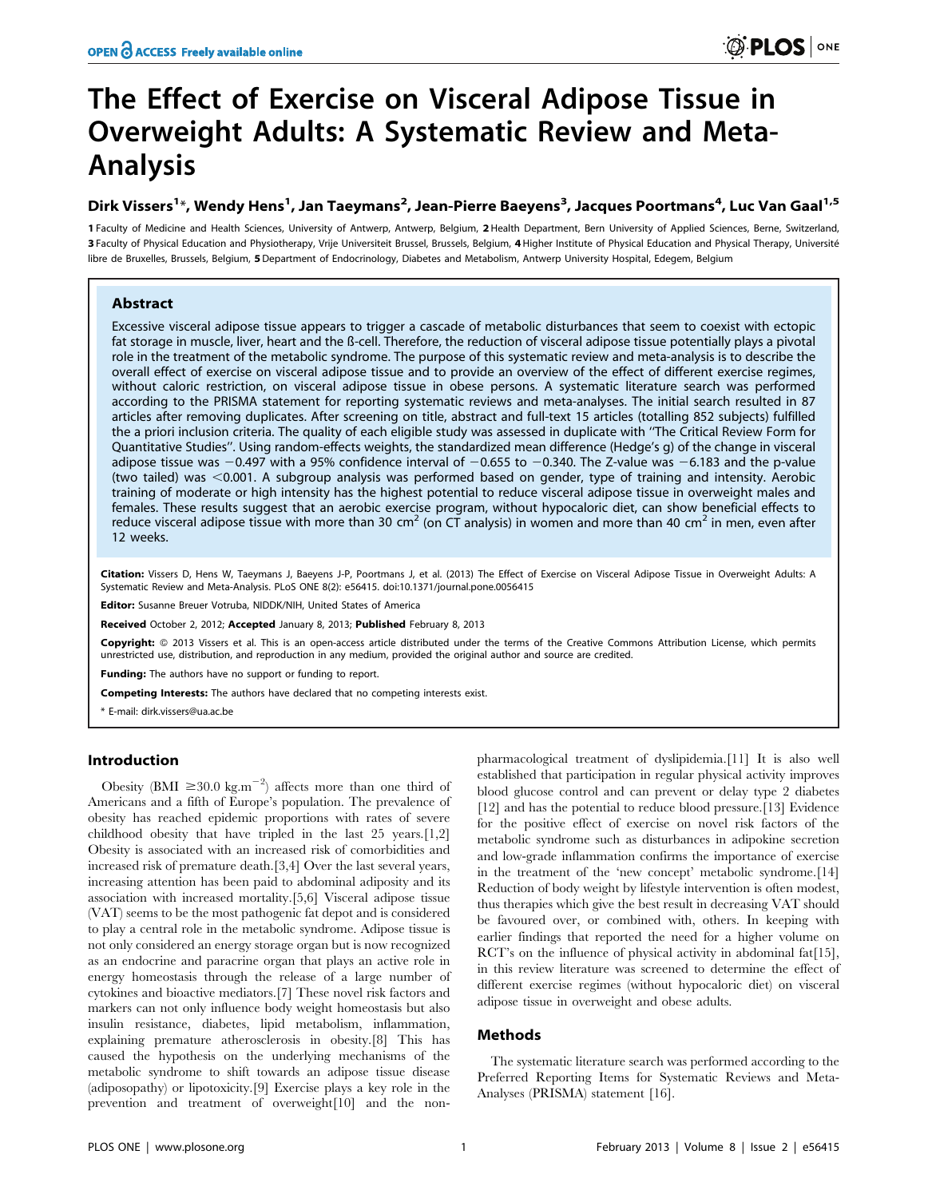# The Effect of Exercise on Visceral Adipose Tissue in Overweight Adults: A Systematic Review and Meta-Analysis

**Dirk Vissers[1]\*, Wendy Hens[1], Jan Taeymans[2], Jean-Pierre Baeyens[3], Jacques Poortmans[4], Luc Van Gaal[1,5]**

1 Faculty of Medicine and Health Sciences, University of Antwerp, Antwerp, Belgium, 2 Health Department, Bern University of Applied Sciences, Berne, Switzerland, 3 Faculty of Physical Education and Physiotherapy, Vrije Universiteit Brussel, Brussels, Belgium, 4 Higher Institute of Physical Education and Physical Therapy, Université libre de Bruxelles, Brussels, Belgium, 5 Department of Endocrinology, Diabetes and Metabolism, Antwerp University Hospital, Edegem, Belgium

## Abstract

Excessive visceral adipose tissue appears to trigger a cascade of metabolic disturbances that seem to coexist with ectopic fat storage in muscle, liver, heart and the ß-cell. Therefore, the reduction of visceral adipose tissue potentially plays a pivotal role in the treatment of the metabolic syndrome. The purpose of this systematic review and meta-analysis is to describe the overall effect of exercise on visceral adipose tissue and to provide an overview of the effect of different exercise regimes, without caloric restriction, on visceral adipose tissue in obese persons. A systematic literature search was performed according to the PRISMA statement for reporting systematic reviews and meta-analyses. The initial search resulted in 87 articles after removing duplicates. After screening on title, abstract and full-text 15 articles (totalling 852 subjects) fulfilled the a priori inclusion criteria. The quality of each eligible study was assessed in duplicate with "The Critical Review Form for Quantitative Studies". Using random-effects weights, the standardized mean difference (Hedge's g) of the change in visceral adipose tissue was $-0.497$ with a 95% confidence interval of $-0.655$ to $-0.340$. The Z-value was $-6.183$ and the p-value (two tailed) was $<0.001$. A subgroup analysis was performed based on gender, type of training and intensity. Aerobic training of moderate or high intensity has the highest potential to reduce visceral adipose tissue in overweight males and females. These results suggest that an aerobic exercise program, without hypocaloric diet, can show beneficial effects to reduce visceral adipose tissue with more than 30 $cm^2$ (on CT analysis) in women and more than 40 $cm^2$ in men, even after 12 weeks.

**Citation:** Vissers D, Hens W, Taeymans J, Baeyens J-P, Poortmans J, et al. (2013) The Effect of Exercise on Visceral Adipose Tissue in Overweight Adults: A Systematic Review and Meta-Analysis. PLoS ONE 8(2): e56415. doi:10.1371/journal.pone.0056415

**Editor:** Susanne Breuer Votruba, NIDDK/NIH, United States of America

**Received** October 2, 2012; **Accepted** January 8, 2013; **Published** February 8, 2013

**Copyright:** © 2013 Vissers et al. This is an open-access article distributed under the terms of the Creative Commons Attribution License, which permits unrestricted use, distribution, and reproduction in any medium, provided the original author and source are credited.

**Funding:** The authors have no support or funding to report.

**Competing Interests:** The authors have declared that no competing interests exist.

\* E-mail: dirk.vissers@ua.ac.be

## Introduction

Obesity (BMI $\geq 30.0$ $kg.m^{-2}$) affects more than one third of Americans and a fifth of Europe's population. The prevalence of obesity has reached epidemic proportions with rates of severe childhood obesity that have tripled in the last 25 years.[1,2] Obesity is associated with an increased risk of comorbidities and increased risk of premature death.[3,4] Over the last several years, increasing attention has been paid to abdominal adiposity and its association with increased mortality.[5,6] Visceral adipose tissue (VAT) seems to be the most pathogenic fat depot and is considered to play a central role in the metabolic syndrome. Adipose tissue is not only considered an energy storage organ but is now recognized as an endocrine and paracrine organ that plays an active role in energy homeostasis through the release of a large number of cytokines and bioactive mediators.[7] These novel risk factors and markers can not only influence body weight homeostasis but also insulin resistance, diabetes, lipid metabolism, inflammation, explaining premature atherosclerosis in obesity.[8] This has caused the hypothesis on the underlying mechanisms of the metabolic syndrome to shift towards an adipose tissue disease (adiposopathy) or lipotoxicity.[9] Exercise plays a key role in the prevention and treatment of overweight[10] and the non-pharmacological treatment of dyslipidemia.[11] It is also well established that participation in regular physical activity improves blood glucose control and can prevent or delay type 2 diabetes [12] and has the potential to reduce blood pressure.[13] Evidence for the positive effect of exercise on novel risk factors of the metabolic syndrome such as disturbances in adipokine secretion and low-grade inflammation confirms the importance of exercise in the treatment of the 'new concept' metabolic syndrome.[14] Reduction of body weight by lifestyle intervention is often modest, thus therapies which give the best result in decreasing VAT should be favoured over, or combined with, others. In keeping with earlier findings that reported the need for a higher volume on RCT's on the influence of physical activity in abdominal fat[15], in this review literature was screened to determine the effect of different exercise regimes (without hypocaloric diet) on visceral adipose tissue in overweight and obese adults.

## Methods

The systematic literature search was performed according to the Preferred Reporting Items for Systematic Reviews and Meta-Analyses (PRISMA) statement [16].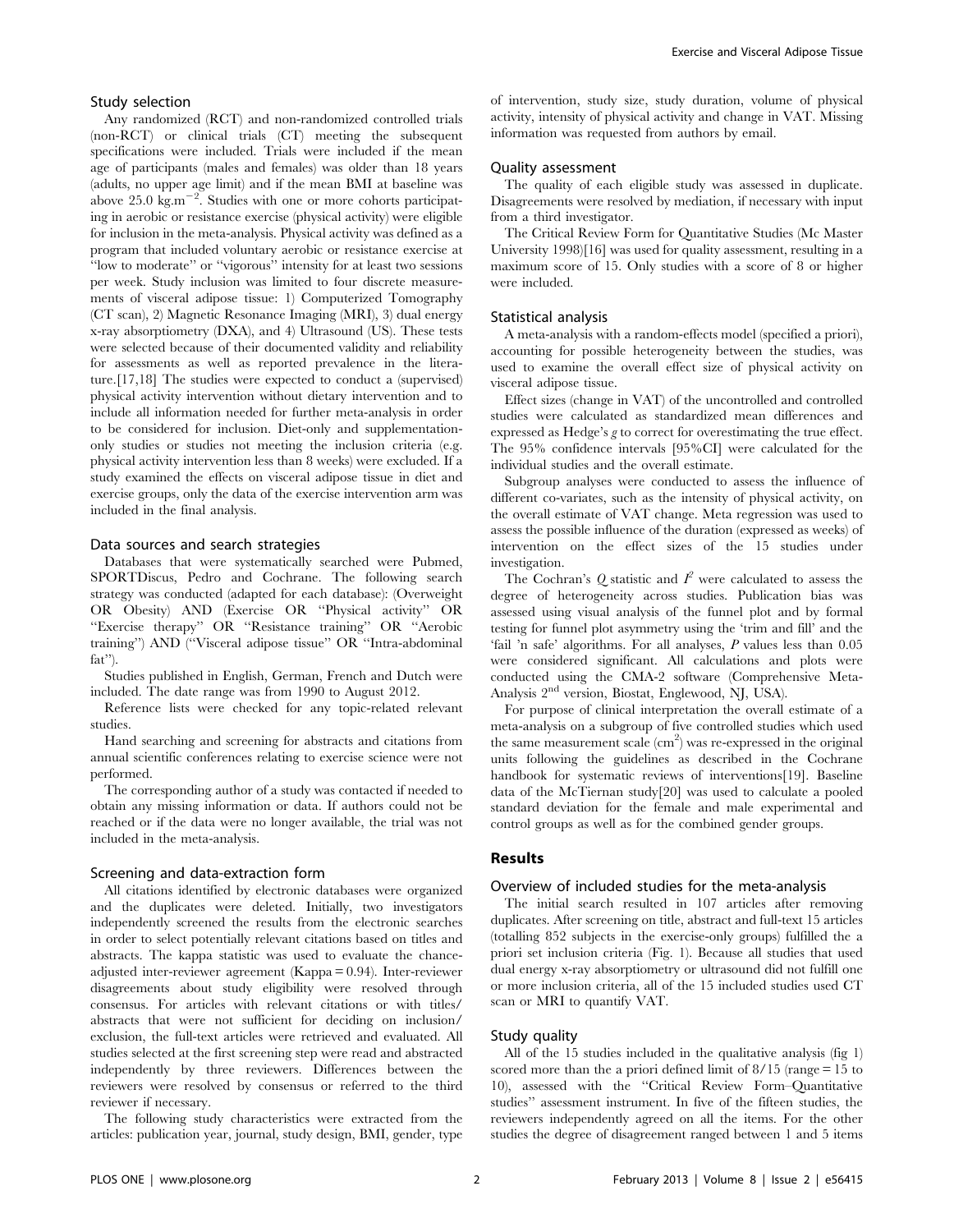### Study selection

Any randomized (RCT) and non-randomized controlled trials (non-RCT) or clinical trials (CT) meeting the subsequent specifications were included. Trials were included if the mean age of participants (males and females) was older than 18 years (adults, no upper age limit) and if the mean BMI at baseline was above 25.0 $kg.m^{-2}$. Studies with one or more cohorts participating in aerobic or resistance exercise (physical activity) were eligible for inclusion in the meta-analysis. Physical activity was defined as a program that included voluntary aerobic or resistance exercise at "low to moderate" or "vigorous" intensity for at least two sessions per week. Study inclusion was limited to four discrete measurements of visceral adipose tissue: 1) Computerized Tomography (CT scan), 2) Magnetic Resonance Imaging (MRI), 3) dual energy x-ray absorptiometry (DXA), and 4) Ultrasound (US). These tests were selected because of their documented validity and reliability for assessments as well as reported prevalence in the literature.[17,18] The studies were expected to conduct a (supervised) physical activity intervention without dietary intervention and to include all information needed for further meta-analysis in order to be considered for inclusion. Diet-only and supplementation-only studies or studies not meeting the inclusion criteria (e.g. physical activity intervention less than 8 weeks) were excluded. If a study examined the effects on visceral adipose tissue in diet and exercise groups, only the data of the exercise intervention arm was included in the final analysis.

### Data sources and search strategies

Databases that were systematically searched were Pubmed, SPORTDiscus, Pedro and Cochrane. The following search strategy was conducted (adapted for each database): (Overweight OR Obesity) AND (Exercise OR "Physical activity" OR "Exercise therapy" OR "Resistance training" OR "Aerobic training") AND ("Visceral adipose tissue" OR "Intra-abdominal fat").

Studies published in English, German, French and Dutch were included. The date range was from 1990 to August 2012.

Reference lists were checked for any topic-related relevant studies.

Hand searching and screening for abstracts and citations from annual scientific conferences relating to exercise science were not performed.

The corresponding author of a study was contacted if needed to obtain any missing information or data. If authors could not be reached or if the data were no longer available, the trial was not included in the meta-analysis.

### Screening and data-extraction form

All citations identified by electronic databases were organized and the duplicates were deleted. Initially, two investigators independently screened the results from the electronic searches in order to select potentially relevant citations based on titles and abstracts. The kappa statistic was used to evaluate the chance-adjusted inter-reviewer agreement (Kappa = 0.94). Inter-reviewer disagreements about study eligibility were resolved through consensus. For articles with relevant citations or with titles/abstracts that were not sufficient for deciding on inclusion/exclusion, the full-text articles were retrieved and evaluated. All studies selected at the first screening step were read and abstracted independently by three reviewers. Differences between the reviewers were resolved by consensus or referred to the third reviewer if necessary.

The following study characteristics were extracted from the articles: publication year, journal, study design, BMI, gender, type of intervention, study size, study duration, volume of physical activity, intensity of physical activity and change in VAT. Missing information was requested from authors by email.

### Quality assessment

The quality of each eligible study was assessed in duplicate. Disagreements were resolved by mediation, if necessary with input from a third investigator.

The Critical Review Form for Quantitative Studies (Mc Master University 1998)[16] was used for quality assessment, resulting in a maximum score of 15. Only studies with a score of 8 or higher were included.

### Statistical analysis

A meta-analysis with a random-effects model (specified a priori), accounting for possible heterogeneity between the studies, was used to examine the overall effect size of physical activity on visceral adipose tissue.

Effect sizes (change in VAT) of the uncontrolled and controlled studies were calculated as standardized mean differences and expressed as Hedge's $g$ to correct for overestimating the true effect. The 95% confidence intervals [95%CI] were calculated for the individual studies and the overall estimate.

Subgroup analyses were conducted to assess the influence of different co-variates, such as the intensity of physical activity, on the overall estimate of VAT change. Meta regression was used to assess the possible influence of the duration (expressed as weeks) of intervention on the effect sizes of the 15 studies under investigation.

The Cochran's $Q$ statistic and $I^2$ were calculated to assess the degree of heterogeneity across studies. Publication bias was assessed using visual analysis of the funnel plot and by formal testing for funnel plot asymmetry using the 'trim and fill' and the 'fail 'n safe' algorithms. For all analyses, $P$ values less than 0.05 were considered significant. All calculations and plots were conducted using the CMA-2 software (Comprehensive Meta-Analysis 2nd version, Biostat, Englewood, NJ, USA).

For purpose of clinical interpretation the overall estimate of a meta-analysis on a subgroup of five controlled studies which used the same measurement scale ($cm^2$) was re-expressed in the original units following the guidelines as described in the Cochrane handbook for systematic reviews of interventions[19]. Baseline data of the McTiernan study[20] was used to calculate a pooled standard deviation for the female and male experimental and control groups as well as for the combined gender groups.

## Results

### Overview of included studies for the meta-analysis

The initial search resulted in 107 articles after removing duplicates. After screening on title, abstract and full-text 15 articles (totalling 852 subjects in the exercise-only groups) fulfilled the a priori set inclusion criteria (Fig. 1). Because all studies that used dual energy x-ray absorptiometry or ultrasound did not fulfill one or more inclusion criteria, all of the 15 included studies used CT scan or MRI to quantify VAT.

### Study quality

All of the 15 studies included in the qualitative analysis (fig 1) scored more than the a priori defined limit of 8/15 (range = 15 to 10), assessed with the "Critical Review Form–Quantitative studies" assessment instrument. In five of the fifteen studies, the reviewers independently agreed on all the items. For the other studies the degree of disagreement ranged between 1 and 5 items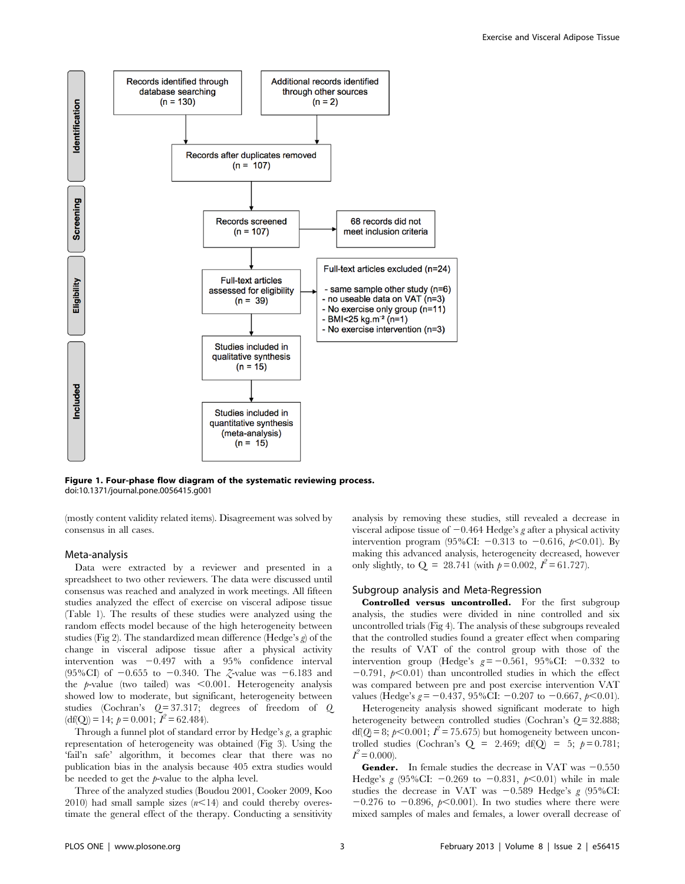Identification

Records identified through database searching (n = 130)

Additional records identified through other sources (n = 2)

Records after duplicates removed (n = 107)

Screening

Records screened (n = 107)

68 records did not meet inclusion criteria

Eligibility

Full-text articles assessed for eligibility (n = 39)

Full-text articles excluded (n=24)

- same sample other study (n=6)
- no useable data on VAT (n=3)
- No exercise only group (n=11)
- BMI<25 kg.m⁻² (n=1)
- No exercise intervention (n=3)

Included

Studies included in qualitative synthesis (n = 15)

Studies included in quantitative synthesis (meta-analysis) (n = 15)

**Figure 1. Four-phase flow diagram of the systematic reviewing process.**
doi:10.1371/journal.pone.0056415.g001

(mostly content validity related items). Disagreement was solved by consensus in all cases.

## Meta-analysis

Data were extracted by a reviewer and presented in a spreadsheet to two other reviewers. The data were discussed until consensus was reached and analyzed in work meetings. All fifteen studies analyzed the effect of exercise on visceral adipose tissue (Table 1). The results of these studies were analyzed using the random effects model because of the high heterogeneity between studies (Fig 2). The standardized mean difference (Hedge's *g*) of the change in visceral adipose tissue after a physical activity intervention was −0.497 with a 95% confidence interval (95%CI) of −0.655 to −0.340. The *Z*-value was −6.183 and the *p*-value (two tailed) was <0.001. Heterogeneity analysis showed low to moderate, but significant, heterogeneity between studies (Cochran's $Q = 37.317$; degrees of freedom of $Q$ (df(Q)) = 14; $p = 0.001$; $I^2 = 62.484$).

Through a funnel plot of standard error by Hedge's *g*, a graphic representation of heterogeneity was obtained (Fig 3). Using the 'fail'n safe' algorithm, it becomes clear that there was no publication bias in the analysis because 405 extra studies would be needed to get the *p*-value to the alpha level.

Three of the analyzed studies (Boudou 2001, Cooker 2009, Koo 2010) had small sample sizes ($n < 14$) and could thereby overestimate the general effect of the therapy. Conducting a sensitivity analysis by removing these studies, still revealed a decrease in visceral adipose tissue of −0.464 Hedge's *g* after a physical activity intervention program (95%CI: −0.313 to −0.616, $p < 0.01$). By making this advanced analysis, heterogeneity decreased, however only slightly, to Q = 28.741 (with $p = 0.002$, $I^2 = 61.727$).

## Subgroup analysis and Meta-Regression

**Controlled versus uncontrolled.** For the first subgroup analysis, the studies were divided in nine controlled and six uncontrolled trials (Fig 4). The analysis of these subgroups revealed that the controlled studies found a greater effect when comparing the results of VAT of the control group with those of the intervention group (Hedge's $g = -0.561$, 95%CI: −0.332 to −0.791, $p < 0.01$) than uncontrolled studies in which the effect was compared between pre and post exercise intervention VAT values (Hedge's $g = -0.437$, 95%CI: −0.207 to −0.667, $p < 0.01$).

Heterogeneity analysis showed significant moderate to high heterogeneity between controlled studies (Cochran's $Q = 32.888$; df($Q$) = 8; $p < 0.001$; $I^2 = 75.675$) but homogeneity between uncontrolled studies (Cochran's Q = 2.469; df(Q) = 5; $p = 0.781$; $I^2 = 0.000$).

**Gender.** In female studies the decrease in VAT was −0.550 Hedge's *g* (95%CI: −0.269 to −0.831, $p < 0.01$) while in male studies the decrease in VAT was −0.589 Hedge's *g* (95%CI: −0.276 to −0.896, $p < 0.001$). In two studies where there were mixed samples of males and females, a lower overall decrease of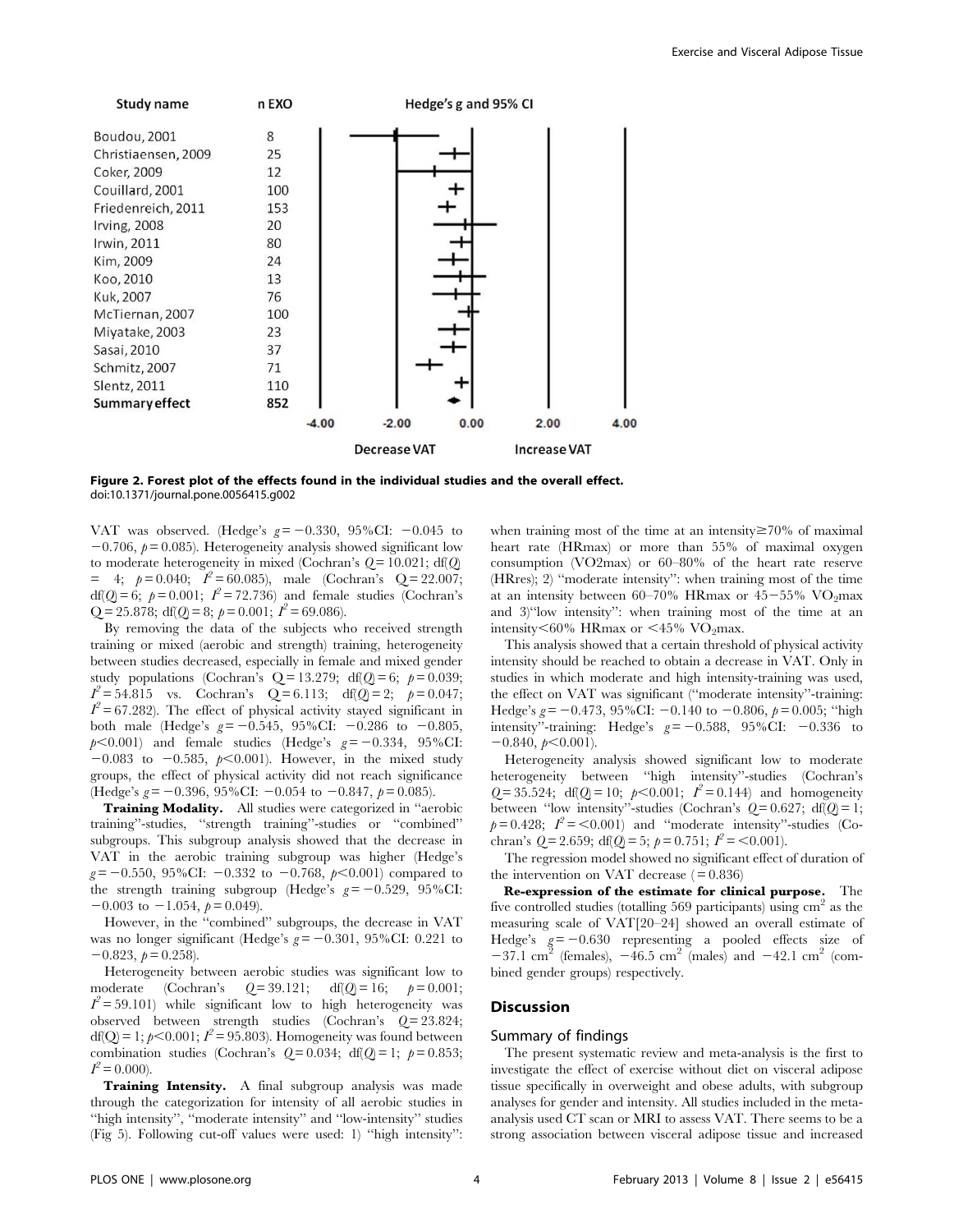Figure 2. Forest plot of the effects found in the individual studies and the overall effect.
doi:10.1371/journal.pone.0056415.g002

VAT was observed. (Hedge's $g = -0.330$, 95%CI: $-0.045$ to $-0.706$, $p = 0.085$). Heterogeneity analysis showed significant low to moderate heterogeneity in mixed (Cochran's $Q = 10.021$; df($Q$) = 4; $p = 0.040$; $I^2 = 60.085$), male (Cochran's $Q = 22.007$; df($Q$) = 6; $p = 0.001$; $I^2 = 72.736$) and female studies (Cochran's $Q = 25.878$; df($Q$) = 8; $p = 0.001$; $I^2 = 69.086$).

By removing the data of the subjects who received strength training or mixed (aerobic and strength) training, heterogeneity between studies decreased, especially in female and mixed gender study populations (Cochran's $Q = 13.279$; df($Q$) = 6; $p = 0.039$; $I^2 = 54.815$ vs. Cochran's $Q = 6.113$; df($Q$) = 2; $p = 0.047$; $I^2 = 67.282$). The effect of physical activity stayed significant in both male (Hedge's $g = -0.545$, 95%CI: $-0.286$ to $-0.805$, $p < 0.001$) and female studies (Hedge's $g = -0.334$, 95%CI: $-0.083$ to $-0.585$, $p < 0.001$). However, in the mixed study groups, the effect of physical activity did not reach significance (Hedge's $g = -0.396$, 95%CI: $-0.054$ to $-0.847$, $p = 0.085$).

**Training Modality.** All studies were categorized in ''aerobic training''-studies, ''strength training''-studies or ''combined'' subgroups. This subgroup analysis showed that the decrease in VAT in the aerobic training subgroup was higher (Hedge's $g = -0.550$, 95%CI: $-0.332$ to $-0.768$, $p < 0.001$) compared to the strength training subgroup (Hedge's $g = -0.529$, 95%CI: $-0.003$ to $-1.054$, $p = 0.049$).

However, in the ''combined'' subgroups, the decrease in VAT was no longer significant (Hedge's $g = -0.301$, 95%CI: 0.221 to $-0.823$, $p = 0.258$).

Heterogeneity between aerobic studies was significant low to moderate (Cochran's $Q = 39.121$; df($Q$) = 16; $p = 0.001$; $I^2 = 59.101$) while significant low to high heterogeneity was observed between strength studies (Cochran's $Q = 23.824$; df($Q$) = 1; $p < 0.001$; $I^2 = 95.803$). Homogeneity was found between combination studies (Cochran's $Q = 0.034$; df($Q$) = 1; $p = 0.853$; $I^2 = 0.000$).

**Training Intensity.** A final subgroup analysis was made through the categorization for intensity of all aerobic studies in ''high intensity'', ''moderate intensity'' and ''low-intensity'' studies (Fig 5). Following cut-off values were used: 1) ''high intensity'': when training most of the time at an intensity≥70% of maximal heart rate (HRmax) or more than 55% of maximal oxygen consumption (VO2max) or 60–80% of the heart rate reserve (HRres); 2) ''moderate intensity'': when training most of the time at an intensity between 60–70% HRmax or 45–55% $VO_2$max and 3)''low intensity'': when training most of the time at an intensity<60% HRmax or <45% $VO_2$max.

This analysis showed that a certain threshold of physical activity intensity should be reached to obtain a decrease in VAT. Only in studies in which moderate and high intensity-training was used, the effect on VAT was significant (''moderate intensity''-training: Hedge's $g = -0.473$, 95%CI: $-0.140$ to $-0.806$, $p = 0.005$; ''high intensity''-training: Hedge's $g = -0.588$, 95%CI: $-0.336$ to $-0.840$, $p < 0.001$).

Heterogeneity analysis showed significant low to moderate heterogeneity between ''high intensity''-studies (Cochran's $Q = 35.524$; df($Q$) = 10; $p < 0.001$; $I^2 = 0.144$) and homogeneity between ''low intensity''-studies (Cochran's $Q = 0.627$; df($Q$) = 1; $p = 0.428$; $I^2 = < 0.001$) and ''moderate intensity''-studies (Cochran's $Q = 2.659$; df($Q$) = 5; $p = 0.751$; $I^2 = < 0.001$).

The regression model showed no significant effect of duration of the intervention on VAT decrease (= 0.836)

**Re-expression of the estimate for clinical purpose.** The five controlled studies (totalling 569 participants) using $cm^2$ as the measuring scale of VAT[20–24] showed an overall estimate of Hedge's $g = -0.630$ representing a pooled effects size of $-37.1$ $cm^2$ (females), $-46.5$ $cm^2$ (males) and $-42.1$ $cm^2$ (combined gender groups) respectively.

## Discussion

### Summary of findings

The present systematic review and meta-analysis is the first to investigate the effect of exercise without diet on visceral adipose tissue specifically in overweight and obese adults, with subgroup analyses for gender and intensity. All studies included in the meta-analysis used CT scan or MRI to assess VAT. There seems to be a strong association between visceral adipose tissue and increased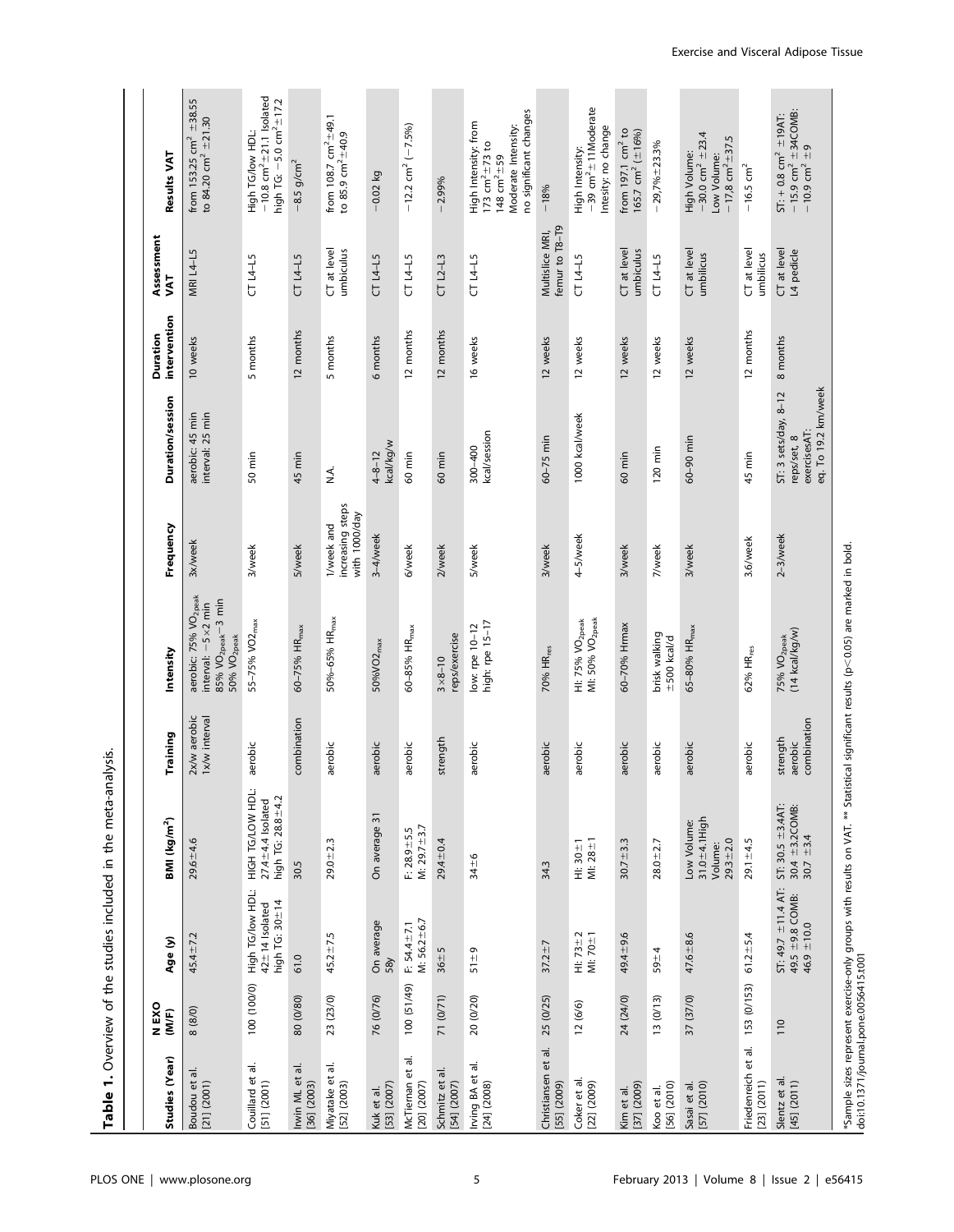**Table 1.** Overview of the studies included in the meta-analysis.

| Studies (Year) | N EXO (M/F) | Age (y) | BMI (kg/m$^2$) | Training | Intensity | Frequency | Duration/session | Duration intervention | Assessment VAT | Results VAT |
|---|---|---|---|---|---|---|---|---|---|---|
| Boudou et al. [21] (2001) | 8 (8/0) | 45.4±7.2 | 29.6±4.6 | 2x/w aerobic 1x/w interval | aerobic: 75% $VO_{2peak}$ interval: −5×2 min 85% $VO_{2peak}$−3 min 50% $VO_{2peak}$ | 3x/week | aerobic: 45 min interval: 25 min | 10 weeks | MRI L4–L5 | from 153.25 cm$^2$ ±38.55 to 84.20 cm$^2$ ±21.30 |
| Couillard et al. [51] (2001) | 100 (100/0) | High TG/low HDL: 42± 14 Isolated high TG: 30±14 | HIGH TG/LOW HDL: 27.4±4.4 Isolated high TG: 28.8±4.2 | aerobic | 55–75% $VO2_{max}$ | 3/week | 50 min | 5 months | CT L4–L5 | High TG/low HDL: −10.8 cm$^2$±21.1 Isolated high TG: −5.0 cm$^2$±17.2 |
| Irwin ML et al. [36] (2003) | 80 (0/80) | 61.0 | 30.5 | combination | 60–75% $HR_{max}$ | 5/week | 45 min | 12 months | CT L4–L5 | −8.5 g/cm$^2$ |
| Miyatake et al. [52] (2003) | 23 (23/0) | 45.2±7.5 | 29.0±2.3 | aerobic | 50%–65% $HR_{max}$ | 1/week and increasing steps with 1000/day | N.A. | 5 months | CT at level umbiculus | from 108.7 cm$^2$±49.1 to 85.9 cm$^2$±40.9 |
| Kuk et al. [53] (2007) | 76 (0/76) | On average 58y | On average 31 | aerobic | 50%$VO2_{max}$ | 3–4/week | 4–8–12 kcal/kg/w | 6 months | CT L4–L5 | −0.02 kg |
| McTiernan et al. [20] (2007) | 100 (51/49) | F: 54.4±7.1 M: 56.2±6.7 | F: 28.9±5.5 M: 29.7±3.7 | aerobic | 60–85% $HR_{max}$ | 6/week | 60 min | 12 months | CT L4–L5 | −12.2 cm$^2$ (−7.5%) |
| Schmitz et al. [54] (2007) | 71 (0/71) | 36±5 | 29.4±0.4 | strength | 3×8–10 reps/exercise | 2/week | 60 min | 12 months | CT L2–L3 | −2.99% |
| Irving BA et al. [24] (2008) | 20 (0/20) | 51±9 | 34±6 | aerobic | low: rpe 10–12 high: rpe 15–17 | 5/week | 300–400 kcal/session | 16 weeks | CT L4–L5 | High Intensity: from 173 cm$^2$±73 to 148 cm$^2$±59 Moderate Intensity: no significant changes |
| Christiansen et al. [55] (2009) | 25 (0/25) | 37.2±7 | 34.3 | aerobic | 70% $HR_{res}$ | 3/week | 60–75 min | 12 weeks | Multislice MRI, femur to T8–T9 | −18% |
| Coker et al. [22] (2009) | 12 (6/6) | HI: 73±2 MI: 70±1 | HI: 30±1 MI: 28±1 | aerobic | HI: 75% $VO_{2peak}$ MI: 50% $VO_{2peak}$ | 4–5/week | 1000 kcal/week | 12 weeks | CT L4–L5 | High Intensity: −39 cm$^2$±11Moderate Intesity: no change |
| Kim et al. [37] (2009) | 24 (24/0) | 49.4±9.6 | 30.7±3.3 | aerobic | 60–70% Hrmax | 3/week | 60 min | 12 weeks | CT at level umbiculus | from 197.1 cm$^2$ to 165.7 cm$^2$ (±16%) |
| Koo et al. [56] (2010) | 13 (0/13) | 59±4 | 28.0±2.7 | aerobic | brisk walking ±500 kcal/d | 7/week | 120 min | 12 weeks | CT L4–L5 | −29,7%±23.3% |
| Sasai et al. [57] (2010) | 37 (37/0) | 47.6±8.6 | Low Volume: 31.0±4.1High Volume: 29.3±2.0 | aerobic | 65–80% $HR_{max}$ | 3/week | 60–90 min | 12 weeks | CT at level umbilicus | High Volume: −30.0 cm$^2$ ±23.4 Low Volume: −17,8 cm$^2$±37.5 |
| Friedenreich et al. [23] (2011) | 153 (0/153) | 61.2±5.4 | 29.1±4.5 | aerobic | 62% $HR_{res}$ | 3.6/week | 45 min | 12 months | CT at level umbilicus | −16.5 cm$^2$ |
| Slentz et al. [45] (2011) | 110 | ST: 49.7 ±11.4 AT: 49.5 ±9.8 COMB: 46.9 ±10.0 | ST: 30.5 ±3.4AT: 30.4 ±3.2COMB: 30.7 ±3.4 | strength aerobic combination | 75% $VO_{2peak}$ (14 kcal/kg/w) | 2–3/week | ST: 3 sets/day, 8–12 reps/set, 8 exercisesAT: eq. To 19.2 km/week | 8 months | CT at level L4 pedicle | ST: + 0.8 cm$^2$ ±19AT: −15.9 cm$^2$ ± 34COMB: −10.9 cm$^2$ ± 9 |

*Sample sizes represent exercise-only groups with results on VAT. ** Statistical significant results ($p<0.05$) are marked in bold.
doi:10.1371/journal.pone.0056415.t001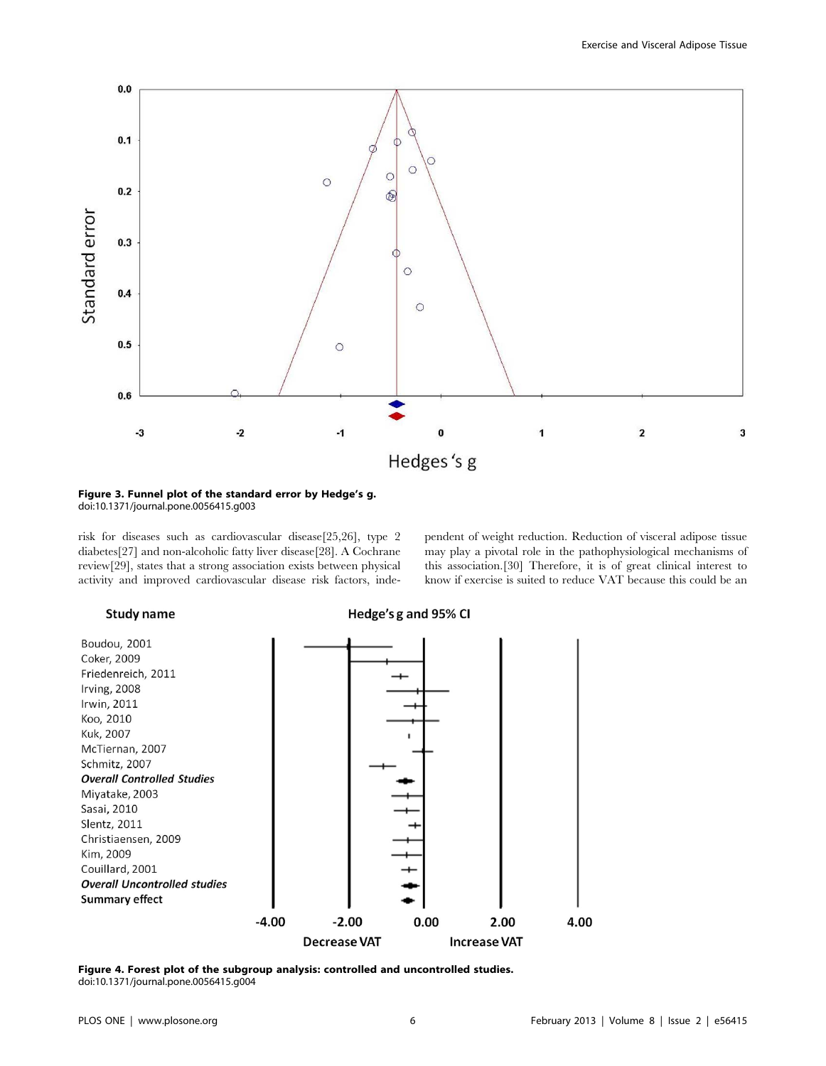**Figure 3. Funnel plot of the standard error by Hedge's g.**
doi:10.1371/journal.pone.0056415.g003

risk for diseases such as cardiovascular disease[25,26], type 2 diabetes[27] and non-alcoholic fatty liver disease[28]. A Cochrane review[29], states that a strong association exists between physical activity and improved cardiovascular disease risk factors, independent of weight reduction. Reduction of visceral adipose tissue may play a pivotal role in the pathophysiological mechanisms of this association.[30] Therefore, it is of great clinical interest to know if exercise is suited to reduce VAT because this could be an

**Figure 4. Forest plot of the subgroup analysis: controlled and uncontrolled studies.**
doi:10.1371/journal.pone.0056415.g004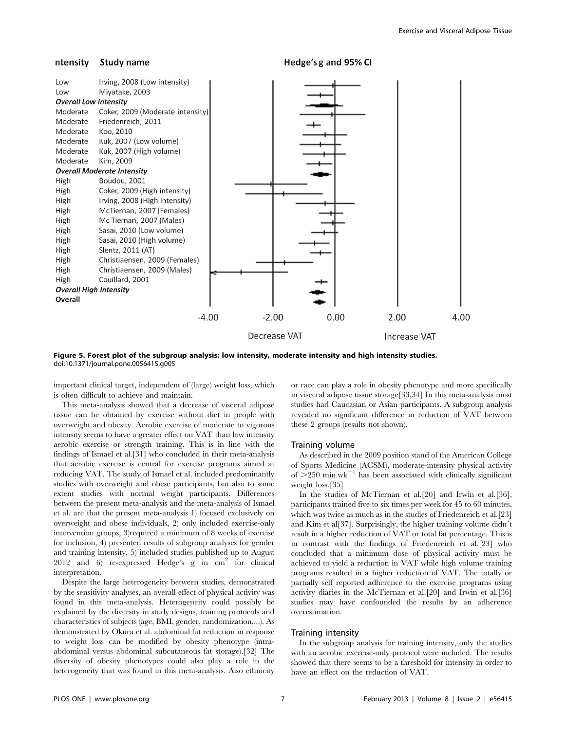Figure 5. Forest plot of the subgroup analysis: low intensity, moderate intensity and high intensity studies.
doi:10.1371/journal.pone.0056415.g005

important clinical target, independent of (large) weight loss, which is often difficult to achieve and maintain.

This meta-analysis showed that a decrease of visceral adipose tissue can be obtained by exercise without diet in people with overweight and obesity. Aerobic exercise of moderate to vigorous intensity seems to have a greater effect on VAT than low intensity aerobic exercise or strength training. This is in line with the findings of Ismael et al.[31] who concluded in their meta-analysis that aerobic exercise is central for exercise programs aimed at reducing VAT. The study of Ismael et al. included predominantly studies with overweight and obese participants, but also to some extent studies with normal weight participants. Differences between the present meta-analysis and the meta-analysis of Ismael et al. are that the present meta-analysis 1) focused exclusively on overweight and obese individuals, 2) only included exercise-only intervention groups, 3)required a minimum of 8 weeks of exercise for inclusion, 4) presented results of subgroup analyses for gender and training intensity, 5) included studies published up to August 2012 and 6) re-expressed Hedge's g in $cm^2$ for clinical interpretation.

Despite the large heterogeneity between studies, demonstrated by the sensitivity analyses, an overall effect of physical activity was found in this meta-analysis. Heterogeneity could possibly be explained by the diversity in study designs, training protocols and characteristics of subjects (age, BMI, gender, randomization,...). As demonstrated by Okura et al. abdominal fat reduction in response to weight loss can be modified by obesity phenotype (intra-abdominal versus abdominal subcutaneous fat storage).[32] The diversity of obesity phenotypes could also play a role in the heterogeneity that was found in this meta-analysis. Also ethnicity or race can play a role in obesity phenotype and more specifically in visceral adipose tissue storage[33,34] In this meta-analysis most studies had Caucasian or Asian participants. A subgroup analysis revealed no significant difference in reduction of VAT between these 2 groups (results not shown).

### Training volume

As described in the 2009 position stand of the American College of Sports Medicine (ACSM), moderate-intensity physical activity of $>250$ min.wk$^{-1}$ has been associated with clinically significant weight loss.[35]

In the studies of McTiernan et al.[20] and Irwin et al.[36], participants trained five to six times per week for 45 to 60 minutes, which was twice as much as in the studies of Friedenreich et al.[23] and Kim et al[37]. Surprisingly, the higher training volume didn't result in a higher reduction of VAT or total fat percentage. This is in contrast with the findings of Friedenreich et al.[23] who concluded that a minimum dose of physical activity must be achieved to yield a reduction in VAT while high volume training programs resulted in a higher reduction of VAT. The totally or partially self reported adherence to the exercise programs using activity diaries in the McTiernan et al.[20] and Irwin et al.[36] studies may have confounded the results by an adherence overestimation.

### Training intensity

In the subgroup analysis for training intensity, only the studies with an aerobic exercise-only protocol were included. The results showed that there seems to be a threshold for intensity in order to have an effect on the reduction of VAT.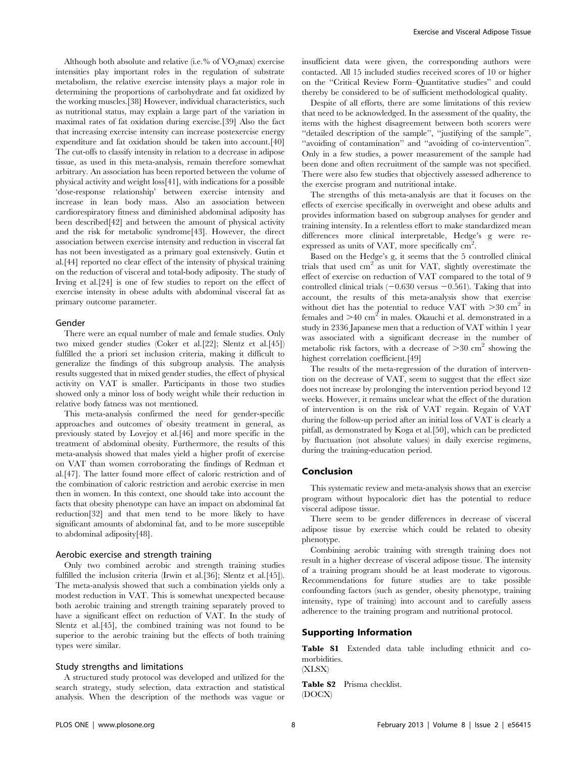Although both absolute and relative (i.e.% of $VO_2max$) exercise intensities play important roles in the regulation of substrate metabolism, the relative exercise intensity plays a major role in determining the proportions of carbohydrate and fat oxidized by the working muscles.[38] However, individual characteristics, such as nutritional status, may explain a large part of the variation in maximal rates of fat oxidation during exercise.[39] Also the fact that increasing exercise intensity can increase postexercise energy expenditure and fat oxidation should be taken into account.[40] The cut-offs to classify intensity in relation to a decrease in adipose tissue, as used in this meta-analysis, remain therefore somewhat arbitrary. An association has been reported between the volume of physical activity and weight loss[41], with indications for a possible 'dose-response relationship' between exercise intensity and increase in lean body mass. Also an association between cardiorespiratory fitness and diminished abdominal adiposity has been described[42] and between the amount of physical activity and the risk for metabolic syndrome[43]. However, the direct association between exercise intensity and reduction in visceral fat has not been investigated as a primary goal extensively. Gutin et al.[44] reported no clear effect of the intensity of physical training on the reduction of visceral and total-body adiposity. The study of Irving et al.[24] is one of few studies to report on the effect of exercise intensity in obese adults with abdominal visceral fat as primary outcome parameter.

### Gender

There were an equal number of male and female studies. Only two mixed gender studies (Coker et al.[22]; Slentz et al.[45]) fulfilled the a priori set inclusion criteria, making it difficult to generalize the findings of this subgroup analysis. The analysis results suggested that in mixed gender studies, the effect of physical activity on VAT is smaller. Participants in those two studies showed only a minor loss of body weight while their reduction in relative body fatness was not mentioned.

This meta-analysis confirmed the need for gender-specific approaches and outcomes of obesity treatment in general, as previously stated by Lovejoy et al.[46] and more specific in the treatment of abdominal obesity. Furthermore, the results of this meta-analysis showed that males yield a higher profit of exercise on VAT than women corroborating the findings of Redman et al.[47]. The latter found more effect of caloric restriction and of the combination of caloric restriction and aerobic exercise in men then in women. In this context, one should take into account the facts that obesity phenotype can have an impact on abdominal fat reduction[32] and that men tend to be more likely to have significant amounts of abdominal fat, and to be more susceptible to abdominal adiposity[48].

### Aerobic exercise and strength training

Only two combined aerobic and strength training studies fulfilled the inclusion criteria (Irwin et al.[36]; Slentz et al.[45]). The meta-analysis showed that such a combination yields only a modest reduction in VAT. This is somewhat unexpected because both aerobic training and strength training separately proved to have a significant effect on reduction of VAT. In the study of Slentz et al.[45], the combined training was not found to be superior to the aerobic training but the effects of both training types were similar.

### Study strengths and limitations

A structured study protocol was developed and utilized for the search strategy, study selection, data extraction and statistical analysis. When the description of the methods was vague or insufficient data were given, the corresponding authors were contacted. All 15 included studies received scores of 10 or higher on the "Critical Review Form–Quantitative studies" and could thereby be considered to be of sufficient methodological quality.

Despite of all efforts, there are some limitations of this review that need to be acknowledged. In the assessment of the quality, the items with the highest disagreement between both scorers were "detailed description of the sample", "justifying of the sample", "avoiding of contamination" and "avoiding of co-intervention". Only in a few studies, a power measurement of the sample had been done and often recruitment of the sample was not specified. There were also few studies that objectively assessed adherence to the exercise program and nutritional intake.

The strengths of this meta-analysis are that it focuses on the effects of exercise specifically in overweight and obese adults and provides information based on subgroup analyses for gender and training intensity. In a relentless effort to make standardized mean differences more clinical interpretable, Hedge's g were re-expressed as units of VAT, more specifically $cm^2$.

Based on the Hedge's g, it seems that the 5 controlled clinical trials that used $cm^2$ as unit for VAT, slightly overestimate the effect of exercise on reduction of VAT compared to the total of 9 controlled clinical trials ($-0.630$ versus $-0.561$). Taking that into account, the results of this meta-analysis show that exercise without diet has the potential to reduce VAT with $>30$ $cm^2$ in females and $>40$ $cm^2$ in males. Okauchi et al. demonstrated in a study in 2336 Japanese men that a reduction of VAT within 1 year was associated with a significant decrease in the number of metabolic risk factors, with a decrease of $>30$ $cm^2$ showing the highest correlation coefficient.[49]

The results of the meta-regression of the duration of intervention on the decrease of VAT, seem to suggest that the effect size does not increase by prolonging the intervention period beyond 12 weeks. However, it remains unclear what the effect of the duration of intervention is on the risk of VAT regain. Regain of VAT during the follow-up period after an initial loss of VAT is clearly a pitfall, as demonstrated by Koga et al.[50], which can be predicted by fluctuation (not absolute values) in daily exercise regimens, during the training-education period.

## Conclusion

This systematic review and meta-analysis shows that an exercise program without hypocaloric diet has the potential to reduce visceral adipose tissue.

There seem to be gender differences in decrease of visceral adipose tissue by exercise which could be related to obesity phenotype.

Combining aerobic training with strength training does not result in a higher decrease of visceral adipose tissue. The intensity of a training program should be at least moderate to vigorous. Recommendations for future studies are to take possible confounding factors (such as gender, obesity phenotype, training intensity, type of training) into account and to carefully assess adherence to the training program and nutritional protocol.

## Supporting Information

**Table S1** Extended data table including ethnicit and co-morbidities.
(XLSX)

**Table S2** Prisma checklist.
(DOCX)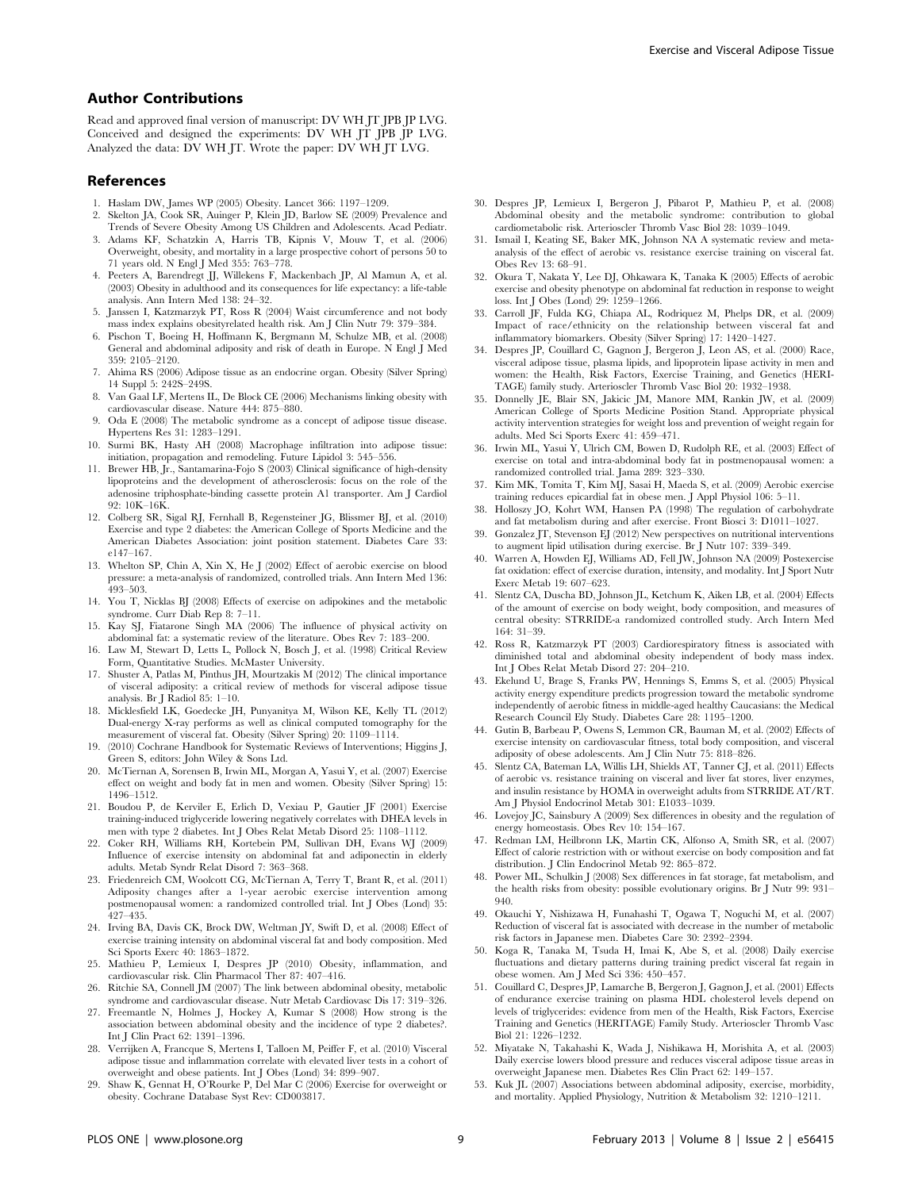## Author Contributions

Read and approved final version of manuscript: DV WH JT JPB JP LVG. Conceived and designed the experiments: DV WH JT JPB JP LVG. Analyzed the data: DV WH JT. Wrote the paper: DV WH JT LVG.

## References

1. Haslam DW, James WP (2005) Obesity. Lancet 366: 1197–1209.
2. Skelton JA, Cook SR, Auinger P, Klein JD, Barlow SE (2009) Prevalence and Trends of Severe Obesity Among US Children and Adolescents. Acad Pediatr.
3. Adams KF, Schatzkin A, Harris TB, Kipnis V, Mouw T, et al. (2006) Overweight, obesity, and mortality in a large prospective cohort of persons 50 to 71 years old. N Engl J Med 355: 763–778.
4. Peeters A, Barendregt JJ, Willekens F, Mackenbach JP, Al Mamun A, et al. (2003) Obesity in adulthood and its consequences for life expectancy: a life-table analysis. Ann Intern Med 138: 24–32.
5. Janssen I, Katzmarzyk PT, Ross R (2004) Waist circumference and not body mass index explains obesityrelated health risk. Am J Clin Nutr 79: 379–384.
6. Pischon T, Boeing H, Hoffmann K, Bergmann M, Schulze MB, et al. (2008) General and abdominal adiposity and risk of death in Europe. N Engl J Med 359: 2105–2120.
7. Ahima RS (2006) Adipose tissue as an endocrine organ. Obesity (Silver Spring) 14 Suppl 5: 242S–249S.
8. Van Gaal LF, Mertens IL, De Block CE (2006) Mechanisms linking obesity with cardiovascular disease. Nature 444: 875–880.
9. Oda E (2008) The metabolic syndrome as a concept of adipose tissue disease. Hypertens Res 31: 1283–1291.
10. Surmi BK, Hasty AH (2008) Macrophage infiltration into adipose tissue: initiation, propagation and remodeling. Future Lipidol 3: 545–556.
11. Brewer HB, Jr., Santamarina-Fojo S (2003) Clinical significance of high-density lipoproteins and the development of atherosclerosis: focus on the role of the adenosine triphosphate-binding cassette protein A1 transporter. Am J Cardiol 92: 10K–16K.
12. Colberg SR, Sigal RJ, Fernhall B, Regensteiner JG, Blissmer BJ, et al. (2010) Exercise and type 2 diabetes: the American College of Sports Medicine and the American Diabetes Association: joint position statement. Diabetes Care 33: e147–167.
13. Whelton SP, Chin A, Xin X, He J (2002) Effect of aerobic exercise on blood pressure: a meta-analysis of randomized, controlled trials. Ann Intern Med 136: 493–503.
14. You T, Nicklas BJ (2008) Effects of exercise on adipokines and the metabolic syndrome. Curr Diab Rep 8: 7–11.
15. Kay SJ, Fiatarone Singh MA (2006) The influence of physical activity on abdominal fat: a systematic review of the literature. Obes Rev 7: 183–200.
16. Law M, Stewart D, Letts L, Pollock N, Bosch J, et al. (1998) Critical Review Form, Quantitative Studies. McMaster University.
17. Shuster A, Patlas M, Pinthus JH, Mourtzakis M (2012) The clinical importance of visceral adiposity: a critical review of methods for visceral adipose tissue analysis. Br J Radiol 85: 1–10.
18. Micklesfield LK, Goedecke JH, Punyanitya M, Wilson KE, Kelly TL (2012) Dual-energy X-ray performs as well as clinical computed tomography for the measurement of visceral fat. Obesity (Silver Spring) 20: 1109–1114.
19. (2010) Cochrane Handbook for Systematic Reviews of Interventions; Higgins J, Green S, editors: John Wiley & Sons Ltd.
20. McTiernan A, Sorensen B, Irwin ML, Morgan A, Yasui Y, et al. (2007) Exercise effect on weight and body fat in men and women. Obesity (Silver Spring) 15: 1496–1512.
21. Boudou P, de Kerviler E, Erlich D, Vexiau P, Gautier JF (2001) Exercise training-induced triglyceride lowering negatively correlates with DHEA levels in men with type 2 diabetes. Int J Obes Relat Metab Disord 25: 1108–1112.
22. Coker RH, Williams RH, Kortebein PM, Sullivan DH, Evans WJ (2009) Influence of exercise intensity on abdominal fat and adiponectin in elderly adults. Metab Syndr Relat Disord 7: 363–368.
23. Friedenreich CM, Woolcott CG, McTiernan A, Terry T, Brant R, et al. (2011) Adiposity changes after a 1-year aerobic exercise intervention among postmenopausal women: a randomized controlled trial. Int J Obes (Lond) 35: 427–435.
24. Irving BA, Davis CK, Brock DW, Weltman JY, Swift D, et al. (2008) Effect of exercise training intensity on abdominal visceral fat and body composition. Med Sci Sports Exerc 40: 1863–1872.
25. Mathieu P, Lemieux I, Despres JP (2010) Obesity, inflammation, and cardiovascular risk. Clin Pharmacol Ther 87: 407–416.
26. Ritchie SA, Connell JM (2007) The link between abdominal obesity, metabolic syndrome and cardiovascular disease. Nutr Metab Cardiovasc Dis 17: 319–326.
27. Freemantle N, Holmes J, Hockey A, Kumar S (2008) How strong is the association between abdominal obesity and the incidence of type 2 diabetes?. Int J Clin Pract 62: 1391–1396.
28. Verrijken A, Francque S, Mertens I, Talloen M, Peiffer F, et al. (2010) Visceral adipose tissue and inflammation correlate with elevated liver tests in a cohort of overweight and obese patients. Int J Obes (Lond) 34: 899–907.
29. Shaw K, Gennat H, O'Rourke P, Del Mar C (2006) Exercise for overweight or obesity. Cochrane Database Syst Rev: CD003817.
30. Despres JP, Lemieux I, Bergeron J, Pibarot P, Mathieu P, et al. (2008) Abdominal obesity and the metabolic syndrome: contribution to global cardiometabolic risk. Arterioscler Thromb Vasc Biol 28: 1039–1049.
31. Ismail I, Keating SE, Baker MK, Johnson NA A systematic review and meta-analysis of the effect of aerobic vs. resistance exercise training on visceral fat. Obes Rev 13: 68–91.
32. Okura T, Nakata Y, Lee DJ, Ohkawara K, Tanaka K (2005) Effects of aerobic exercise and obesity phenotype on abdominal fat reduction in response to weight loss. Int J Obes (Lond) 29: 1259–1266.
33. Carroll JF, Fulda KG, Chiapa AL, Rodriquez M, Phelps DR, et al. (2009) Impact of race/ethnicity on the relationship between visceral fat and inflammatory biomarkers. Obesity (Silver Spring) 17: 1420–1427.
34. Despres JP, Couillard C, Gagnon J, Bergeron J, Leon AS, et al. (2000) Race, visceral adipose tissue, plasma lipids, and lipoprotein lipase activity in men and women: the Health, Risk Factors, Exercise Training, and Genetics (HERITAGE) family study. Arterioscler Thromb Vasc Biol 20: 1932–1938.
35. Donnelly JE, Blair SN, Jakicic JM, Manore MM, Rankin JW, et al. (2009) American College of Sports Medicine Position Stand. Appropriate physical activity intervention strategies for weight loss and prevention of weight regain for adults. Med Sci Sports Exerc 41: 459–471.
36. Irwin ML, Yasui Y, Ulrich CM, Bowen D, Rudolph RE, et al. (2003) Effect of exercise on total and intra-abdominal body fat in postmenopausal women: a randomized controlled trial. Jama 289: 323–330.
37. Kim MK, Tomita T, Kim MJ, Sasai H, Maeda S, et al. (2009) Aerobic exercise training reduces epicardial fat in obese men. J Appl Physiol 106: 5–11.
38. Holloszy JO, Kohrt WM, Hansen PA (1998) The regulation of carbohydrate and fat metabolism during and after exercise. Front Biosci 3: D1011–1027.
39. Gonzalez JT, Stevenson EJ (2012) New perspectives on nutritional interventions to augment lipid utilisation during exercise. Br J Nutr 107: 339–349.
40. Warren A, Howden EJ, Williams AD, Fell JW, Johnson NA (2009) Postexercise fat oxidation: effect of exercise duration, intensity, and modality. Int J Sport Nutr Exerc Metab 19: 607–623.
41. Slentz CA, Duscha BD, Johnson JL, Ketchum K, Aiken LB, et al. (2004) Effects of the amount of exercise on body weight, body composition, and measures of central obesity: STRRIDE-a randomized controlled study. Arch Intern Med 164: 31–39.
42. Ross R, Katzmarzyk PT (2003) Cardiorespiratory fitness is associated with diminished total and abdominal obesity independent of body mass index. Int J Obes Relat Metab Disord 27: 204–210.
43. Ekelund U, Brage S, Franks PW, Hennings S, Emms S, et al. (2005) Physical activity energy expenditure predicts progression toward the metabolic syndrome independently of aerobic fitness in middle-aged healthy Caucasians: the Medical Research Council Ely Study. Diabetes Care 28: 1195–1200.
44. Gutin B, Barbeau P, Owens S, Lemmon CR, Bauman M, et al. (2002) Effects of exercise intensity on cardiovascular fitness, total body composition, and visceral adiposity of obese adolescents. Am J Clin Nutr 75: 818–826.
45. Slentz CA, Bateman LA, Willis LH, Shields AT, Tanner CJ, et al. (2011) Effects of aerobic vs. resistance training on visceral and liver fat stores, liver enzymes, and insulin resistance by HOMA in overweight adults from STRRIDE AT/RT. Am J Physiol Endocrinol Metab 301: E1033–1039.
46. Lovejoy JC, Sainsbury A (2009) Sex differences in obesity and the regulation of energy homeostasis. Obes Rev 10: 154–167.
47. Redman LM, Heilbronn LK, Martin CK, Alfonso A, Smith SR, et al. (2007) Effect of calorie restriction with or without exercise on body composition and fat distribution. J Clin Endocrinol Metab 92: 865–872.
48. Power ML, Schulkin J (2008) Sex differences in fat storage, fat metabolism, and the health risks from obesity: possible evolutionary origins. Br J Nutr 99: 931–940.
49. Okauchi Y, Nishizawa H, Funahashi T, Ogawa T, Noguchi M, et al. (2007) Reduction of visceral fat is associated with decrease in the number of metabolic risk factors in Japanese men. Diabetes Care 30: 2392–2394.
50. Koga R, Tanaka M, Tsuda H, Imai K, Abe S, et al. (2008) Daily exercise fluctuations and dietary patterns during training predict visceral fat regain in obese women. Am J Med Sci 336: 450–457.
51. Couillard C, Despres JP, Lamarche B, Bergeron J, Gagnon J, et al. (2001) Effects of endurance exercise training on plasma HDL cholesterol levels depend on levels of triglycerides: evidence from men of the Health, Risk Factors, Exercise Training and Genetics (HERITAGE) Family Study. Arterioscler Thromb Vasc Biol 21: 1226–1232.
52. Miyatake N, Takahashi K, Wada J, Nishikawa H, Morishita A, et al. (2003) Daily exercise lowers blood pressure and reduces visceral adipose tissue areas in overweight Japanese men. Diabetes Res Clin Pract 62: 149–157.
53. Kuk JL (2007) Associations between abdominal adiposity, exercise, morbidity, and mortality. Applied Physiology, Nutrition & Metabolism 32: 1210–1211.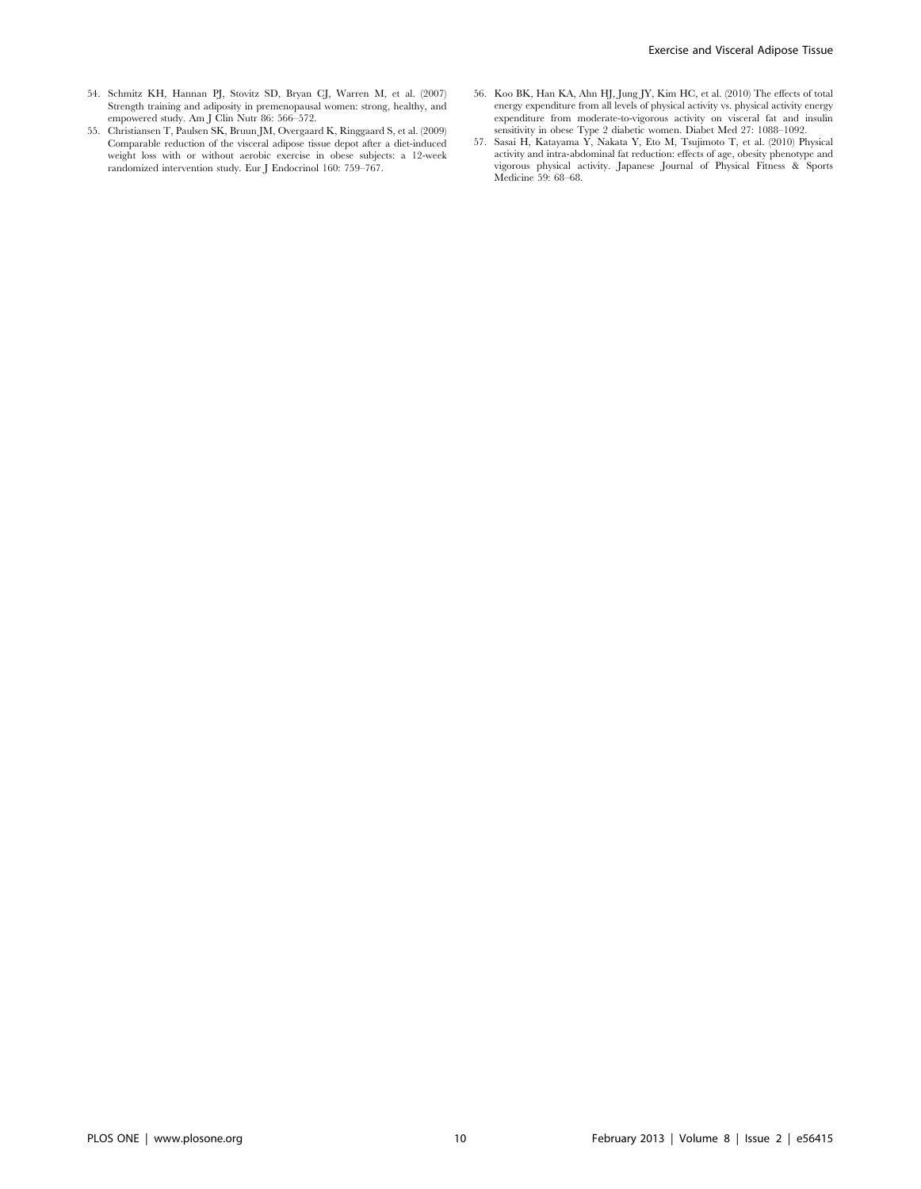54. Schmitz KH, Hannan PJ, Stovitz SD, Bryan CJ, Warren M, et al. (2007) Strength training and adiposity in premenopausal women: strong, healthy, and empowered study. Am J Clin Nutr 86: 566–572.
55. Christiansen T, Paulsen SK, Bruun JM, Overgaard K, Ringgaard S, et al. (2009) Comparable reduction of the visceral adipose tissue depot after a diet-induced weight loss with or without aerobic exercise in obese subjects: a 12-week randomized intervention study. Eur J Endocrinol 160: 759–767.
56. Koo BK, Han KA, Ahn HJ, Jung JY, Kim HC, et al. (2010) The effects of total energy expenditure from all levels of physical activity vs. physical activity energy expenditure from moderate-to-vigorous activity on visceral fat and insulin sensitivity in obese Type 2 diabetic women. Diabet Med 27: 1088–1092.
57. Sasai H, Katayama Y, Nakata Y, Eto M, Tsujimoto T, et al. (2010) Physical activity and intra-abdominal fat reduction: effects of age, obesity phenotype and vigorous physical activity. Japanese Journal of Physical Fitness & Sports Medicine 59: 68–68.